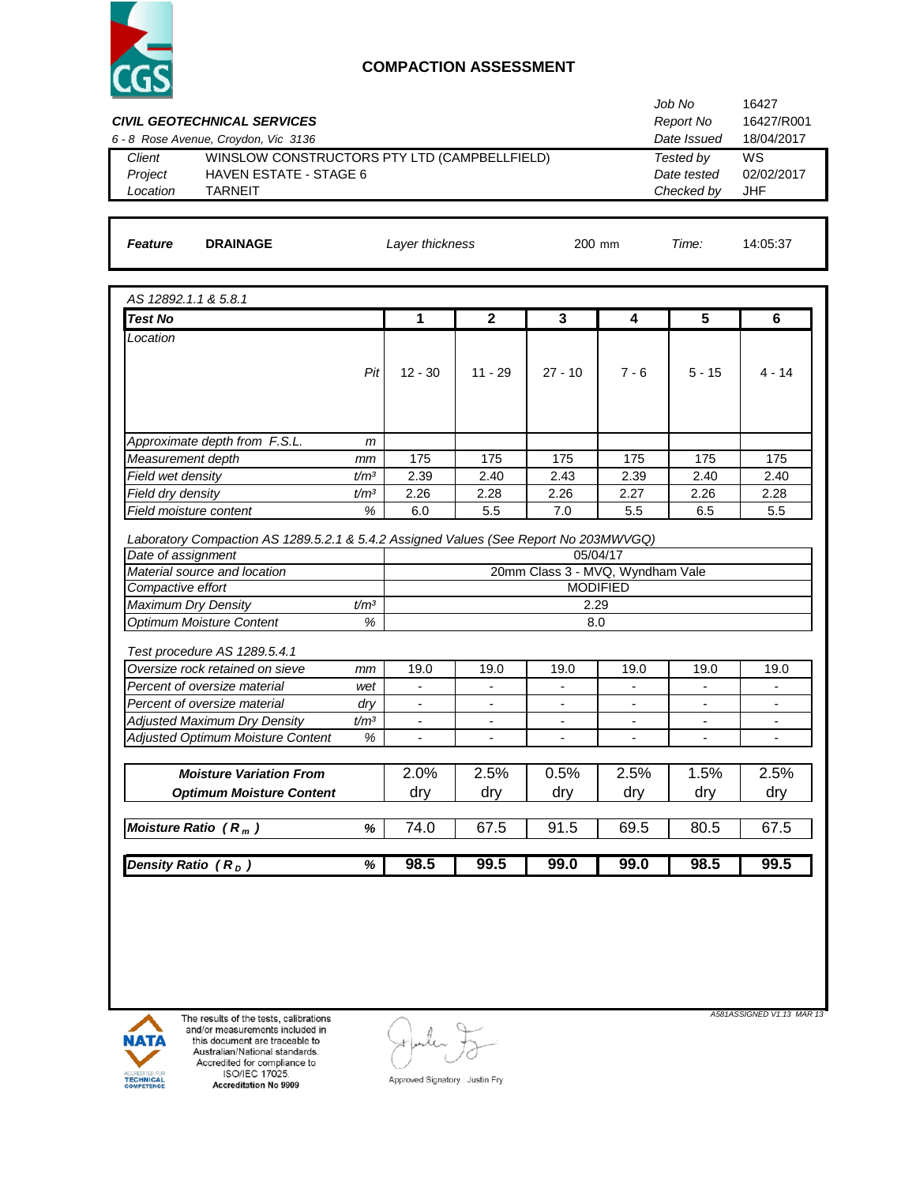# COMPACTION ASSESSMENT

**CIVIL GEOTECHNICAL SERVICES**
6 - 8 Rose Avenue, Croydon, Vic 3136

| | |
|---|---|
| Job No | 16427 |
| Report No | 16427/R001 |
| Date Issued | 18/04/2017 |

| | | | |
|---|---|---|---|
| Client | WINSLOW CONSTRUCTORS PTY LTD (CAMPBELLFIELD) | Tested by | WS |
| Project | HAVEN ESTATE - STAGE 6 | Date tested | 02/02/2017 |
| Location | TARNEIT | Checked by | JHF |

| | | | | | |
|---|---|---|---|---|---|
| *Feature* | **DRAINAGE** | *Layer thickness* | 200 mm | *Time:* | 14:05:37 |

*AS 12892.1.1 & 5.8.1*

| **Test No** | | **1** | **2** | **3** | **4** | **5** | **6** |
|---|---|---|---|---|---|---|---|
| Location | Pit | 12 - 30 | 11 - 29 | 27 - 10 | 7 - 6 | 5 - 15 | 4 - 14 |
| Approximate depth from F.S.L. | m | | | | | | |
| Measurement depth | mm | 175 | 175 | 175 | 175 | 175 | 175 |
| Field wet density | $t/m^3$ | 2.39 | 2.40 | 2.43 | 2.39 | 2.40 | 2.40 |
| Field dry density | $t/m^3$ | 2.26 | 2.28 | 2.26 | 2.27 | 2.26 | 2.28 |
| Field moisture content | % | 6.0 | 5.5 | 7.0 | 5.5 | 6.5 | 5.5 |

*Laboratory Compaction AS 1289.5.2.1 & 5.4.2 Assigned Values (See Report No 203MWVGQ)*

| | | |
|---|---|---|
| Date of assignment | | 05/04/17 |
| Material source and location | | 20mm Class 3 - MVQ, Wyndham Vale |
| Compactive effort | | MODIFIED |
| Maximum Dry Density | $t/m^3$ | 2.29 |
| Optimum Moisture Content | % | 8.0 |

*Test procedure AS 1289.5.4.1*

| | | 1 | 2 | 3 | 4 | 5 | 6 |
|---|---|---|---|---|---|---|---|
| Oversize rock retained on sieve | mm | 19.0 | 19.0 | 19.0 | 19.0 | 19.0 | 19.0 |
| Percent of oversize material | wet | - | - | - | - | - | - |
| Percent of oversize material | dry | - | - | - | - | - | - |
| Adjusted Maximum Dry Density | $t/m^3$ | - | - | - | - | - | - |
| Adjusted Optimum Moisture Content | % | - | - | - | - | - | - |
| **Moisture Variation From Optimum Moisture Content** | | 2.0% dry | 2.5% dry | 0.5% dry | 2.5% dry | 1.5% dry | 2.5% dry |
| **Moisture Ratio ( $R_m$ )** | % | 74.0 | 67.5 | 91.5 | 69.5 | 80.5 | 67.5 |
| **Density Ratio ( $R_D$ )** | % | **98.5** | **99.5** | **99.0** | **99.0** | **98.5** | **99.5** |

A581ASSIGNED V1.13 MAR 13

The results of the tests, calibrations and/or measurements included in this document are traceable to Australian/National standards. Accredited for compliance to ISO/IEC 17025. **Accreditation No 9909**

Approved Signatory : Justin Fry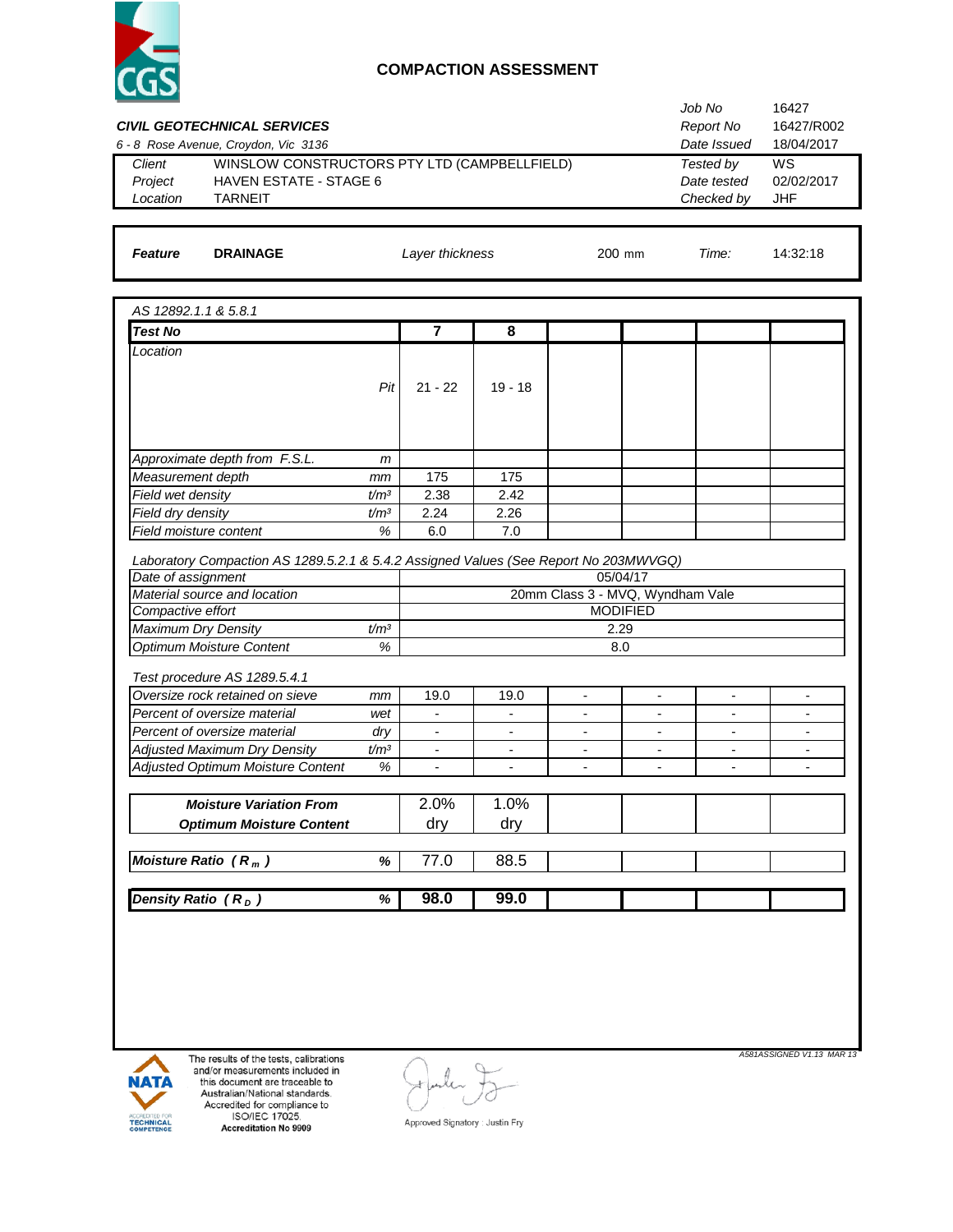# COMPACTION ASSESSMENT

***CIVIL GEOTECHNICAL SERVICES***

*6 - 8 Rose Avenue, Croydon, Vic 3136*

| | | | |
|---|---|---|---|
| *Client* | WINSLOW CONSTRUCTORS PTY LTD (CAMPBELLFIELD) | *Job No* | 16427 |
| *Project* | HAVEN ESTATE - STAGE 6 | *Report No* | 16427/R002 |
| *Location* | TARNEIT | *Date Issued* | 18/04/2017 |
| | | *Tested by* | WS |
| | | *Date tested* | 02/02/2017 |
| | | *Checked by* | JHF |

| ***Feature*** | **DRAINAGE** | *Layer thickness* | 200 mm | *Time:* | 14:32:18 |
|---|---|---|---|---|---|

*AS 12892.1.1 & 5.8.1*

| ***Test No*** | | **7** | **8** | | | | |
|---|---|---|---|---|---|---|---|
| *Location* | *Pit* | 21 - 22 | 19 - 18 | | | | |
| *Approximate depth from F.S.L.* | *m* | | | | | | |
| *Measurement depth* | *mm* | 175 | 175 | | | | |
| *Field wet density* | *t/m³* | 2.38 | 2.42 | | | | |
| *Field dry density* | *t/m³* | 2.24 | 2.26 | | | | |
| *Field moisture content* | *%* | 6.0 | 7.0 | | | | |

*Laboratory Compaction AS 1289.5.2.1 & 5.4.2 Assigned Values (See Report No 203MWVGQ)*

| | | |
|---|---|---|
| *Date of assignment* | | 05/04/17 |
| *Material source and location* | | 20mm Class 3 - MVQ, Wyndham Vale |
| *Compactive effort* | | MODIFIED |
| *Maximum Dry Density* | *t/m³* | 2.29 |
| *Optimum Moisture Content* | *%* | 8.0 |

*Test procedure AS 1289.5.4.1*

| | | | | | | | |
|---|---|---|---|---|---|---|---|
| *Oversize rock retained on sieve* | *mm* | 19.0 | 19.0 | - | - | - | - |
| *Percent of oversize material* | *wet* | - | - | - | - | - | - |
| *Percent of oversize material* | *dry* | - | - | - | - | - | - |
| *Adjusted Maximum Dry Density* | *t/m³* | - | - | - | - | - | - |
| *Adjusted Optimum Moisture Content* | *%* | - | - | - | - | - | - |

| | | | | | | | |
|---|---|---|---|---|---|---|---|
| ***Moisture Variation From Optimum Moisture Content*** | | 2.0% dry | 1.0% dry | | | | |
| ***Moisture Ratio ( $R_m$ )*** | ***%*** | 77.0 | 88.5 | | | | |
| ***Density Ratio ( $R_D$ )*** | ***%*** | **98.0** | **99.0** | | | | |

*A581ASSIGNED V1.13 MAR 13*

The results of the tests, calibrations and/or measurements included in this document are traceable to Australian/National standards. Accredited for compliance to ISO/IEC 17025.
**Accreditation No 9909**

Approved Signatory : Justin Fry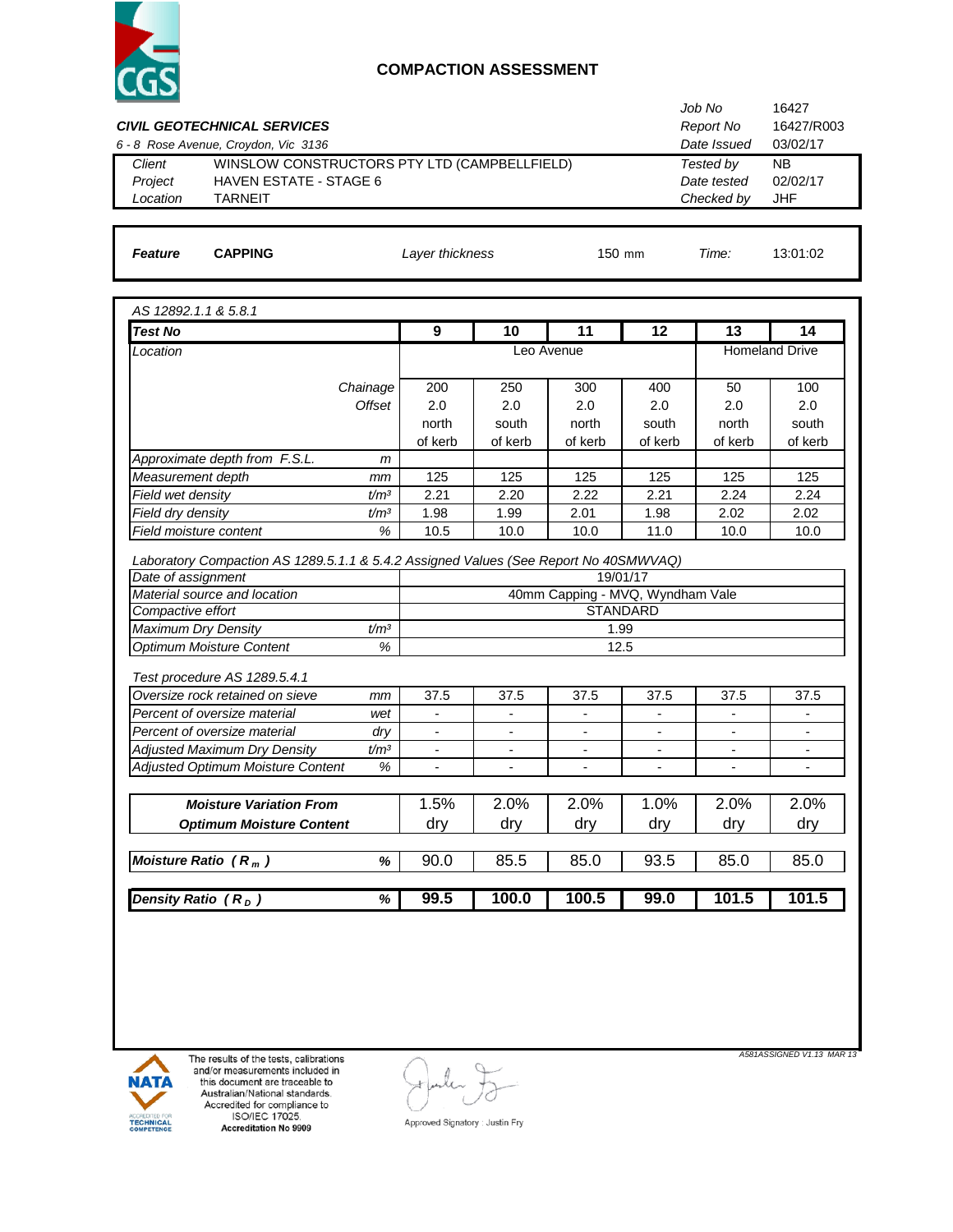# COMPACTION ASSESSMENT

**CIVIL GEOTECHNICAL SERVICES**
6 - 8 Rose Avenue, Croydon, Vic 3136

| | | | |
|---|---|---|---|
| Client | WINSLOW CONSTRUCTORS PTY LTD (CAMPBELLFIELD) | Job No | 16427 |
| Project | HAVEN ESTATE - STAGE 6 | Report No | 16427/R003 |
| Location | TARNEIT | Date Issued | 03/02/17 |
| | | Tested by | NB |
| | | Date tested | 02/02/17 |
| | | Checked by | JHF |

| | | | | | |
|---|---|---|---|---|---|
| **Feature** | **CAPPING** | Layer thickness | 150 mm | Time: | 13:01:02 |

AS 12892.1.1 & 5.8.1

| **Test No** | | **9** | **10** | **11** | **12** | **13** | **14** |
|---|---|---|---|---|---|---|---|
| Location | | Leo Avenue | | | | Homeland Drive | |
| Chainage | | 200 | 250 | 300 | 400 | 50 | 100 |
| Offset | | 2.0 north of kerb | 2.0 south of kerb | 2.0 north of kerb | 2.0 south of kerb | 2.0 north of kerb | 2.0 south of kerb |
| Approximate depth from F.S.L. | m | | | | | | |
| Measurement depth | mm | 125 | 125 | 125 | 125 | 125 | 125 |
| Field wet density | t/m³ | 2.21 | 2.20 | 2.22 | 2.21 | 2.24 | 2.24 |
| Field dry density | t/m³ | 1.98 | 1.99 | 2.01 | 1.98 | 2.02 | 2.02 |
| Field moisture content | % | 10.5 | 10.0 | 10.0 | 11.0 | 10.0 | 10.0 |

Laboratory Compaction AS 1289.5.1.1 & 5.4.2 Assigned Values (See Report No 40SMWVAQ)

| | | |
|---|---|---|
| Date of assignment | | 19/01/17 |
| Material source and location | | 40mm Capping - MVQ, Wyndham Vale |
| Compactive effort | | STANDARD |
| Maximum Dry Density | t/m³ | 1.99 |
| Optimum Moisture Content | % | 12.5 |

Test procedure AS 1289.5.4.1

| | | | | | | | |
|---|---|---|---|---|---|---|---|
| Oversize rock retained on sieve | mm | 37.5 | 37.5 | 37.5 | 37.5 | 37.5 | 37.5 |
| Percent of oversize material | wet | - | - | - | - | - | - |
| Percent of oversize material | dry | - | - | - | - | - | - |
| Adjusted Maximum Dry Density | t/m³ | - | - | - | - | - | - |
| Adjusted Optimum Moisture Content | % | - | - | - | - | - | - |

| | | | | | | |
|---|---|---|---|---|---|---|
| **Moisture Variation From Optimum Moisture Content** | 1.5% dry | 2.0% dry | 2.0% dry | 1.0% dry | 2.0% dry | 2.0% dry |
| **Moisture Ratio ( $R_m$ ) %** | 90.0 | 85.5 | 85.0 | 93.5 | 85.0 | 85.0 |
| **Density Ratio ( $R_D$ ) %** | **99.5** | **100.0** | **100.5** | **99.0** | **101.5** | **101.5** |

A581ASSIGNED V1.13 MAR 13

NATA — Accredited for Technical Competence. The results of the tests, calibrations and/or measurements included in this document are traceable to Australian/National standards. Accredited for compliance to ISO/IEC 17025. Accreditation No 9909

Approved Signatory : Justin Fry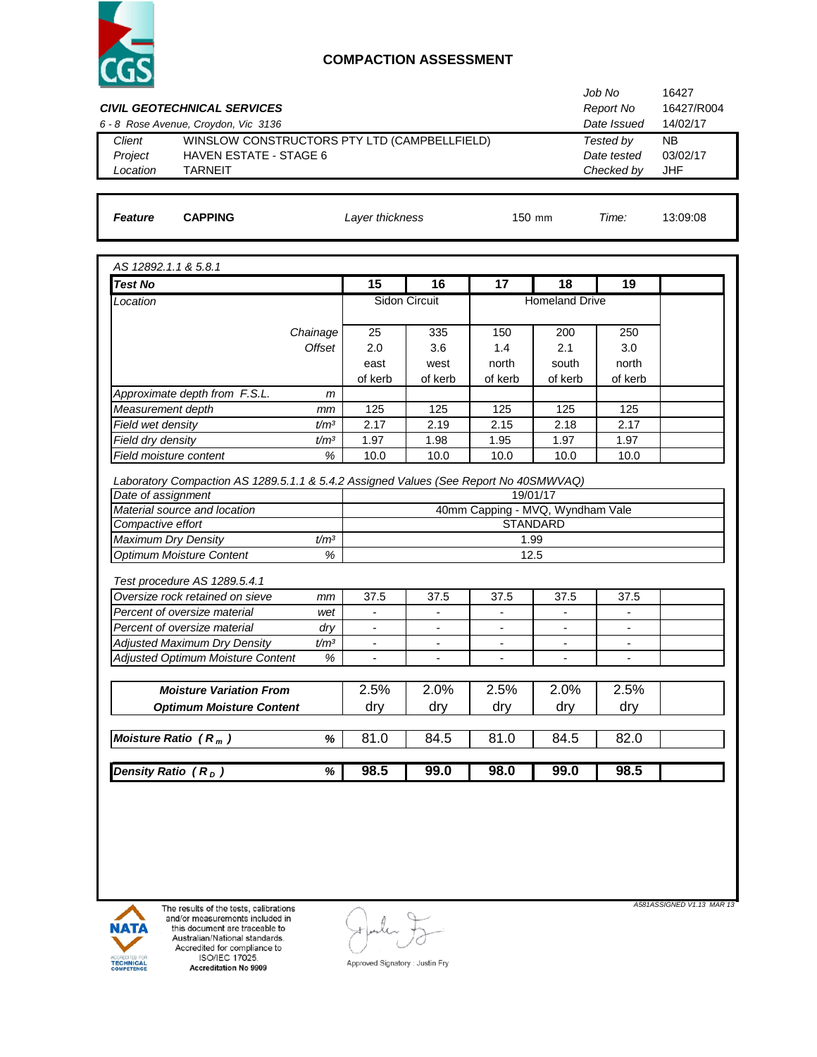# COMPACTION ASSESSMENT

| | | | |
|---|---|---|---|
| | | *Job No* | 16427 |
| ***CIVIL GEOTECHNICAL SERVICES*** | | *Report No* | 16427/R004 |
| *6 - 8 Rose Avenue, Croydon, Vic 3136* | | *Date Issued* | 14/02/17 |
| *Client* | WINSLOW CONSTRUCTORS PTY LTD (CAMPBELLFIELD) | *Tested by* | NB |
| *Project* | HAVEN ESTATE - STAGE 6 | *Date tested* | 03/02/17 |
| *Location* | TARNEIT | *Checked by* | JHF |

***Feature*** **CAPPING** *Layer thickness* 150 mm *Time:* 13:09:08

*AS 12892.1.1 & 5.8.1*

| ***Test No*** | | **15** | **16** | **17** | **18** | **19** | |
|---|---|---|---|---|---|---|---|
| *Location* | | Sidon Circuit | | Homeland Drive | | | |
| | *Chainage* | 25 | 335 | 150 | 200 | 250 | |
| | *Offset* | 2.0 | 3.6 | 1.4 | 2.1 | 3.0 | |
| | | east | west | north | south | north | |
| | | of kerb | of kerb | of kerb | of kerb | of kerb | |
| *Approximate depth from F.S.L.* | *m* | | | | | | |
| *Measurement depth* | *mm* | 125 | 125 | 125 | 125 | 125 | |
| *Field wet density* | *t/m³* | 2.17 | 2.19 | 2.15 | 2.18 | 2.17 | |
| *Field dry density* | *t/m³* | 1.97 | 1.98 | 1.95 | 1.97 | 1.97 | |
| *Field moisture content* | *%* | 10.0 | 10.0 | 10.0 | 10.0 | 10.0 | |

*Laboratory Compaction AS 1289.5.1.1 & 5.4.2 Assigned Values (See Report No 40SMWVAQ)*

| | | |
|---|---|---|
| *Date of assignment* | | 19/01/17 |
| *Material source and location* | | 40mm Capping - MVQ, Wyndham Vale |
| *Compactive effort* | | STANDARD |
| *Maximum Dry Density* | *t/m³* | 1.99 |
| *Optimum Moisture Content* | *%* | 12.5 |

*Test procedure AS 1289.5.4.1*

| | | 15 | 16 | 17 | 18 | 19 | |
|---|---|---|---|---|---|---|---|
| *Oversize rock retained on sieve* | *mm* | 37.5 | 37.5 | 37.5 | 37.5 | 37.5 | |
| *Percent of oversize material* | *wet* | - | - | - | - | - | |
| *Percent of oversize material* | *dry* | - | - | - | - | - | |
| *Adjusted Maximum Dry Density* | *t/m³* | - | - | - | - | - | |
| *Adjusted Optimum Moisture Content* | *%* | - | - | - | - | - | |
| ***Moisture Variation From Optimum Moisture Content*** | | 2.5% dry | 2.0% dry | 2.5% dry | 2.0% dry | 2.5% dry | |
| ***Moisture Ratio ( $R_m$ )*** | ***%*** | 81.0 | 84.5 | 81.0 | 84.5 | 82.0 | |
| ***Density Ratio ( $R_D$ )*** | ***%*** | **98.5** | **99.0** | **98.0** | **99.0** | **98.5** | |

*A581ASSIGNED V1.13 MAR 13*

The results of the tests, calibrations and/or measurements included in this document are traceable to Australian/National standards. Accredited for compliance to ISO/IEC 17025. **Accreditation No 9909**

Approved Signatory : Justin Fry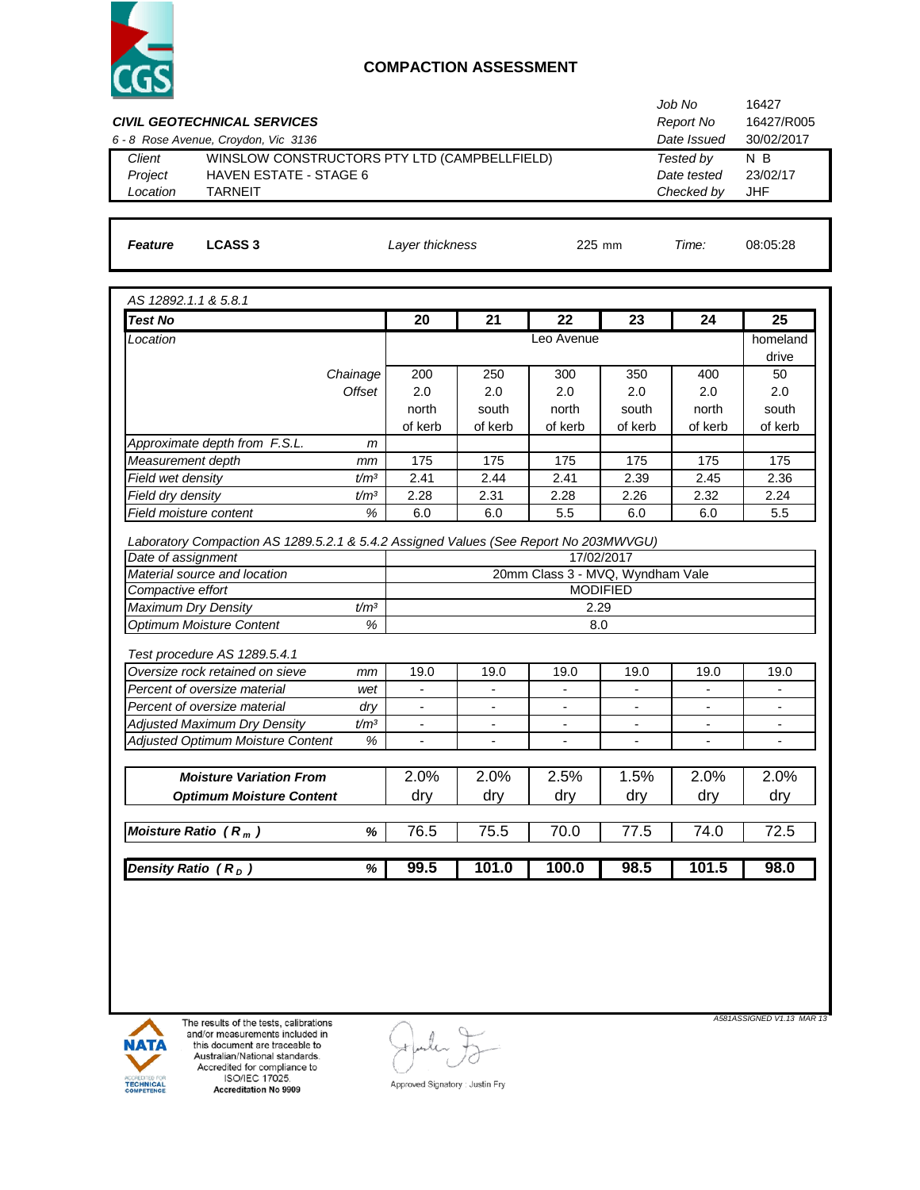# COMPACTION ASSESSMENT

**CIVIL GEOTECHNICAL SERVICES**
*6 - 8 Rose Avenue, Croydon, Vic 3136*

| | | | |
|---|---|---|---|
| *Client* | WINSLOW CONSTRUCTORS PTY LTD (CAMPBELLFIELD) | *Job No* | 16427 |
| *Project* | HAVEN ESTATE - STAGE 6 | *Report No* | 16427/R005 |
| *Location* | TARNEIT | *Date Issued* | 30/02/2017 |
| | | *Tested by* | N B |
| | | *Date tested* | 23/02/17 |
| | | *Checked by* | JHF |

| ***Feature*** | **LCASS 3** | *Layer thickness* | 225 mm | *Time:* | 08:05:28 |
|---|---|---|---|---|---|

*AS 12892.1.1 & 5.8.1*

| ***Test No*** | | **20** | **21** | **22** | **23** | **24** | **25** |
|---|---|---|---|---|---|---|---|
| *Location* | | Leo Avenue | | | | | homeland drive |
| *Chainage* | | 200 | 250 | 300 | 350 | 400 | 50 |
| *Offset* | | 2.0 north of kerb | 2.0 south of kerb | 2.0 north of kerb | 2.0 south of kerb | 2.0 north of kerb | 2.0 south of kerb |
| *Approximate depth from F.S.L.* | *m* | | | | | | |
| *Measurement depth* | *mm* | 175 | 175 | 175 | 175 | 175 | 175 |
| *Field wet density* | *t/m³* | 2.41 | 2.44 | 2.41 | 2.39 | 2.45 | 2.36 |
| *Field dry density* | *t/m³* | 2.28 | 2.31 | 2.28 | 2.26 | 2.32 | 2.24 |
| *Field moisture content* | *%* | 6.0 | 6.0 | 5.5 | 6.0 | 6.0 | 5.5 |

*Laboratory Compaction AS 1289.5.2.1 & 5.4.2 Assigned Values (See Report No 203MWVGU)*

| | | |
|---|---|---|
| *Date of assignment* | | 17/02/2017 |
| *Material source and location* | | 20mm Class 3 - MVQ, Wyndham Vale |
| *Compactive effort* | | MODIFIED |
| *Maximum Dry Density* | *t/m³* | 2.29 |
| *Optimum Moisture Content* | *%* | 8.0 |

*Test procedure AS 1289.5.4.1*

| | | | | | | | |
|---|---|---|---|---|---|---|---|
| *Oversize rock retained on sieve* | *mm* | 19.0 | 19.0 | 19.0 | 19.0 | 19.0 | 19.0 |
| *Percent of oversize material* | *wet* | - | - | - | - | - | - |
| *Percent of oversize material* | *dry* | - | - | - | - | - | - |
| *Adjusted Maximum Dry Density* | *t/m³* | - | - | - | - | - | - |
| *Adjusted Optimum Moisture Content* | *%* | - | - | - | - | - | - |

| | | | | | | |
|---|---|---|---|---|---|---|
| ***Moisture Variation From Optimum Moisture Content*** | 2.0% dry | 2.0% dry | 2.5% dry | 1.5% dry | 2.0% dry | 2.0% dry |

| | | | | | | | |
|---|---|---|---|---|---|---|---|
| ***Moisture Ratio ( $R_m$ )*** | ***%*** | 76.5 | 75.5 | 70.0 | 77.5 | 74.0 | 72.5 |

| | | | | | | | |
|---|---|---|---|---|---|---|---|
| ***Density Ratio ( $R_D$ )*** | ***%*** | **99.5** | **101.0** | **100.0** | **98.5** | **101.5** | **98.0** |

The results of the tests, calibrations and/or measurements included in this document are traceable to Australian/National standards. Accredited for compliance to ISO/IEC 17025. **Accreditation No 9909**

Approved Signatory : Justin Fry

*A581ASSIGNED V1.13 MAR 13*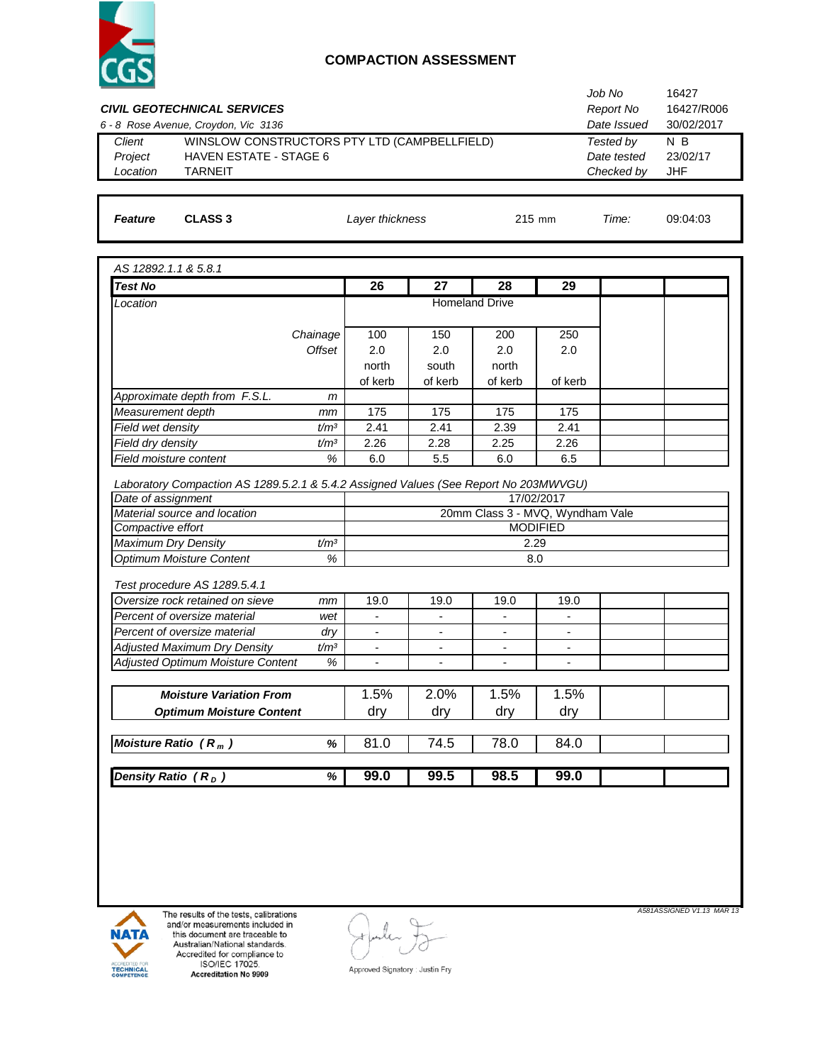# COMPACTION ASSESSMENT

**CIVIL GEOTECHNICAL SERVICES**
*6 - 8 Rose Avenue, Croydon, Vic 3136*

| | | | |
|---|---|---|---|
| | | *Job No* | 16427 |
| | | *Report No* | 16427/R006 |
| | | *Date Issued* | 30/02/2017 |
| *Client* | WINSLOW CONSTRUCTORS PTY LTD (CAMPBELLFIELD) | *Tested by* | N B |
| *Project* | HAVEN ESTATE - STAGE 6 | *Date tested* | 23/02/17 |
| *Location* | TARNEIT | *Checked by* | JHF |

| ***Feature*** | **CLASS 3** | *Layer thickness* | 215 mm | *Time:* | 09:04:03 |
|---|---|---|---|---|---|

*AS 12892.1.1 & 5.8.1*

| ***Test No*** | | **26** | **27** | **28** | **29** | | |
|---|---|---|---|---|---|---|---|
| *Location* | | Homeland Drive | | | | | |
| *Chainage* | | 100 | 150 | 200 | 250 | | |
| *Offset* | | 2.0 north of kerb | 2.0 south of kerb | 2.0 north of kerb | 2.0 of kerb | | |
| *Approximate depth from F.S.L.* | *m* | | | | | | |
| *Measurement depth* | *mm* | 175 | 175 | 175 | 175 | | |
| *Field wet density* | *t/m³* | 2.41 | 2.41 | 2.39 | 2.41 | | |
| *Field dry density* | *t/m³* | 2.26 | 2.28 | 2.25 | 2.26 | | |
| *Field moisture content* | *%* | 6.0 | 5.5 | 6.0 | 6.5 | | |

*Laboratory Compaction AS 1289.5.2.1 & 5.4.2 Assigned Values (See Report No 203MWVGU)*

| | | |
|---|---|---|
| *Date of assignment* | | 17/02/2017 |
| *Material source and location* | | 20mm Class 3 - MVQ, Wyndham Vale |
| *Compactive effort* | | MODIFIED |
| *Maximum Dry Density* | *t/m³* | 2.29 |
| *Optimum Moisture Content* | *%* | 8.0 |

*Test procedure AS 1289.5.4.1*

| | | | | | | | |
|---|---|---|---|---|---|---|---|
| *Oversize rock retained on sieve* | *mm* | 19.0 | 19.0 | 19.0 | 19.0 | | |
| *Percent of oversize material* | *wet* | - | - | - | - | | |
| *Percent of oversize material* | *dry* | - | - | - | - | | |
| *Adjusted Maximum Dry Density* | *t/m³* | - | - | - | - | | |
| *Adjusted Optimum Moisture Content* | *%* | - | - | - | - | | |

| | | | | | | | |
|---|---|---|---|---|---|---|---|
| ***Moisture Variation From Optimum Moisture Content*** | | 1.5% dry | 2.0% dry | 1.5% dry | 1.5% dry | | |
| ***Moisture Ratio ( $R_m$ )*** | ***%*** | 81.0 | 74.5 | 78.0 | 84.0 | | |
| ***Density Ratio ( $R_D$ )*** | ***%*** | **99.0** | **99.5** | **98.5** | **99.0** | | |

*A581ASSIGNED V1.13 MAR 13*

The results of the tests, calibrations and/or measurements included in this document are traceable to Australian/National standards. Accredited for compliance to ISO/IEC 17025.
**Accreditation No 9909**

Approved Signatory : Justin Fry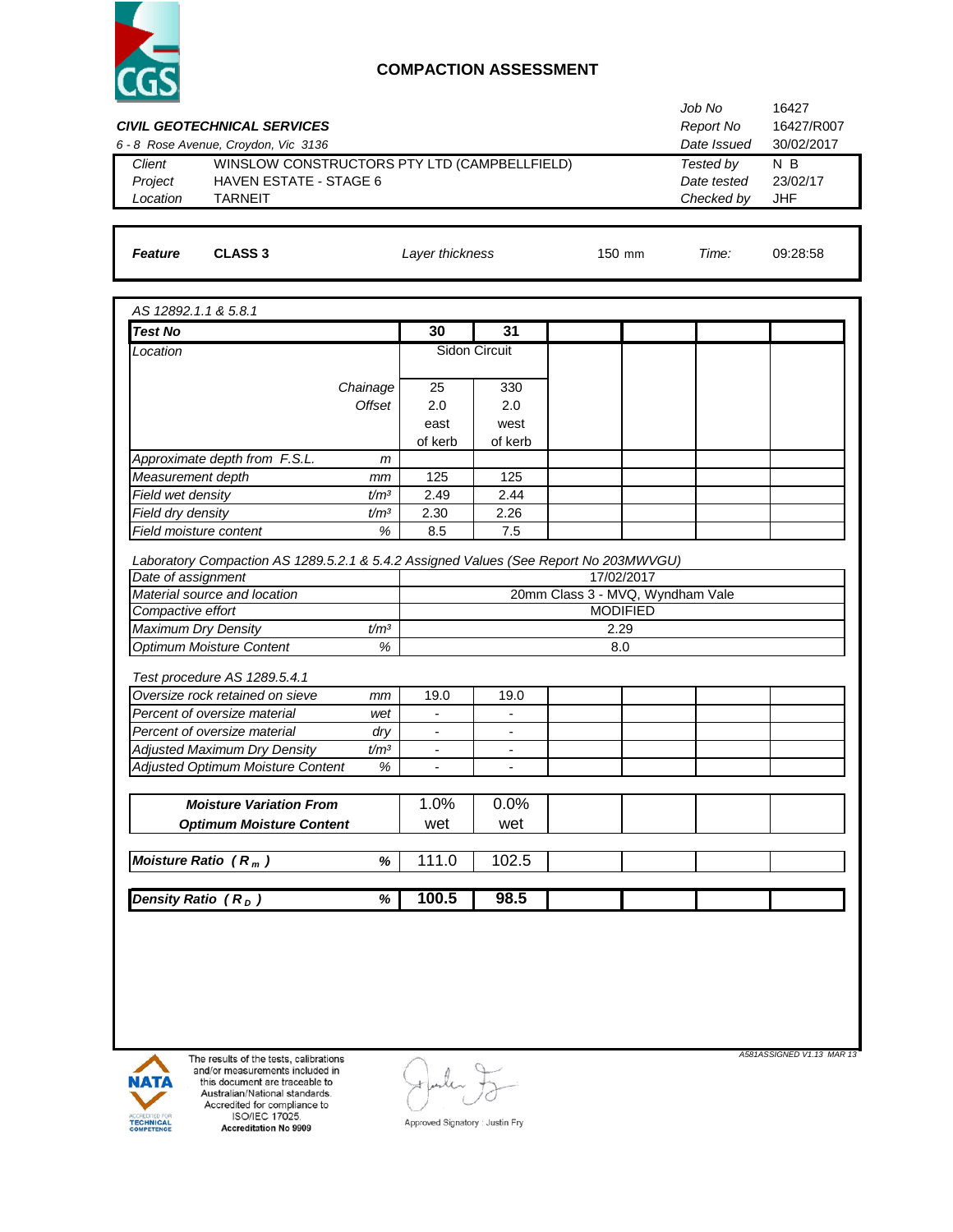# COMPACTION ASSESSMENT

***CIVIL GEOTECHNICAL SERVICES***

*6 - 8 Rose Avenue, Croydon, Vic 3136*

| | | | |
|---|---|---|---|
| *Client* | WINSLOW CONSTRUCTORS PTY LTD (CAMPBELLFIELD) | *Job No* | 16427 |
| *Project* | HAVEN ESTATE - STAGE 6 | *Report No* | 16427/R007 |
| *Location* | TARNEIT | *Date Issued* | 30/02/2017 |
| | | *Tested by* | N B |
| | | *Date tested* | 23/02/17 |
| | | *Checked by* | JHF |

***Feature*** **CLASS 3** *Layer thickness* 150 mm *Time:* 09:28:58

*AS 12892.1.1 & 5.8.1*

| ***Test No*** | | **30** | **31** | | | | |
|---|---|---|---|---|---|---|---|
| *Location* | | Sidon Circuit | | | | | |
| | *Chainage* | 25 | 330 | | | | |
| | *Offset* | 2.0 east of kerb | 2.0 west of kerb | | | | |
| *Approximate depth from F.S.L.* | *m* | | | | | | |
| *Measurement depth* | *mm* | 125 | 125 | | | | |
| *Field wet density* | *t/m³* | 2.49 | 2.44 | | | | |
| *Field dry density* | *t/m³* | 2.30 | 2.26 | | | | |
| *Field moisture content* | *%* | 8.5 | 7.5 | | | | |

*Laboratory Compaction AS 1289.5.2.1 & 5.4.2 Assigned Values (See Report No 203MWVGU)*

| | | |
|---|---|---|
| *Date of assignment* | | 17/02/2017 |
| *Material source and location* | | 20mm Class 3 - MVQ, Wyndham Vale |
| *Compactive effort* | | MODIFIED |
| *Maximum Dry Density* | *t/m³* | 2.29 |
| *Optimum Moisture Content* | *%* | 8.0 |

*Test procedure AS 1289.5.4.1*

| | | | | | | | |
|---|---|---|---|---|---|---|---|
| *Oversize rock retained on sieve* | *mm* | 19.0 | 19.0 | | | | |
| *Percent of oversize material* | *wet* | - | - | | | | |
| *Percent of oversize material* | *dry* | - | - | | | | |
| *Adjusted Maximum Dry Density* | *t/m³* | - | - | | | | |
| *Adjusted Optimum Moisture Content* | *%* | - | - | | | | |

| | | | | | | |
|---|---|---|---|---|---|---|
| ***Moisture Variation From Optimum Moisture Content*** | 1.0% wet | 0.0% wet | | | | |

| | | | | | | | |
|---|---|---|---|---|---|---|---|
| ***Moisture Ratio ( $R_m$ )*** | ***%*** | 111.0 | 102.5 | | | | |

| | | | | | | | |
|---|---|---|---|---|---|---|---|
| ***Density Ratio ( $R_D$ )*** | ***%*** | **100.5** | **98.5** | | | | |

*A581ASSIGNED V1.13 MAR 13*

NATA — ACCREDITED FOR TECHNICAL COMPETENCE

The results of the tests, calibrations and/or measurements included in this document are traceable to Australian/National standards. Accredited for compliance to ISO/IEC 17025. **Accreditation No 9909**

Approved Signatory : Justin Fry